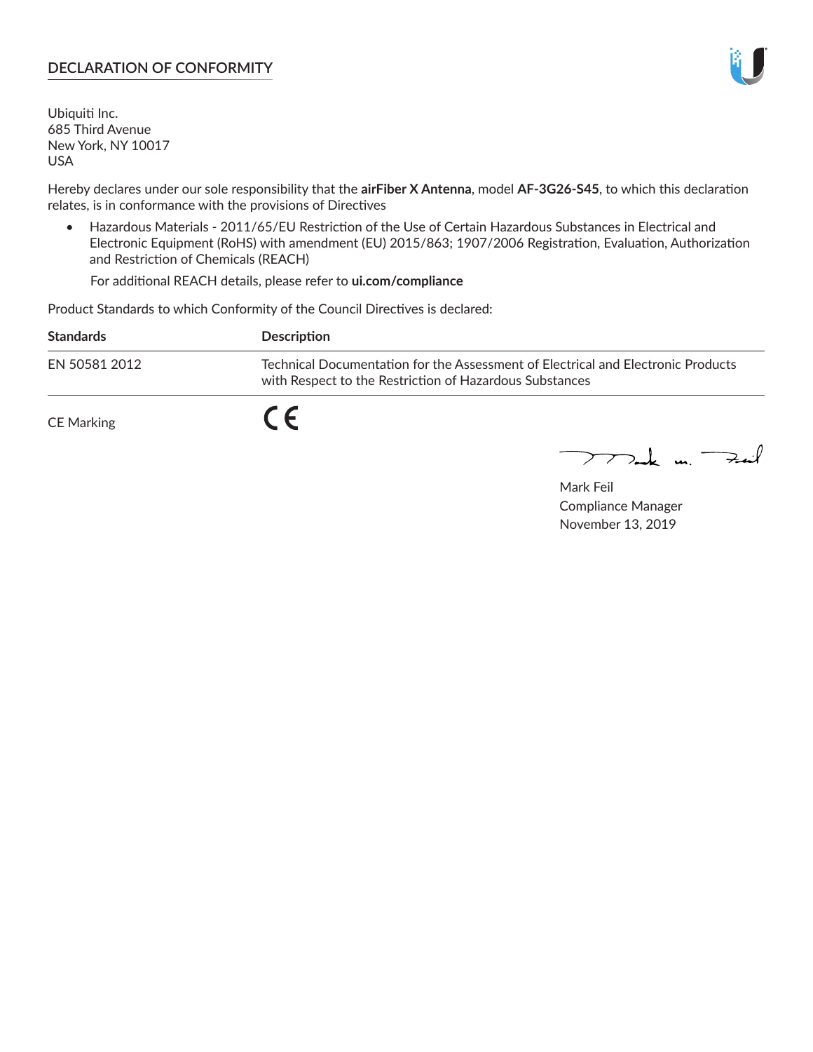## DECLARATION OF CONFORMITY

Ubiquiti Inc.
685 Third Avenue
New York, NY 10017
USA

Hereby declares under our sole responsibility that the **airFiber X Antenna**, model **AF-3G26-S45**, to which this declaration relates, is in conformance with the provisions of Directives

- Hazardous Materials - 2011/65/EU Restriction of the Use of Certain Hazardous Substances in Electrical and Electronic Equipment (RoHS) with amendment (EU) 2015/863; 1907/2006 Registration, Evaluation, Authorization and Restriction of Chemicals (REACH)

  For additional REACH details, please refer to **ui.com/compliance**

Product Standards to which Conformity of the Council Directives is declared:

| Standards | Description |
|---|---|
| EN 50581 2012 | Technical Documentation for the Assessment of Electrical and Electronic Products with Respect to the Restriction of Hazardous Substances |

CE Marking CE

Mark Feil
Compliance Manager
November 13, 2019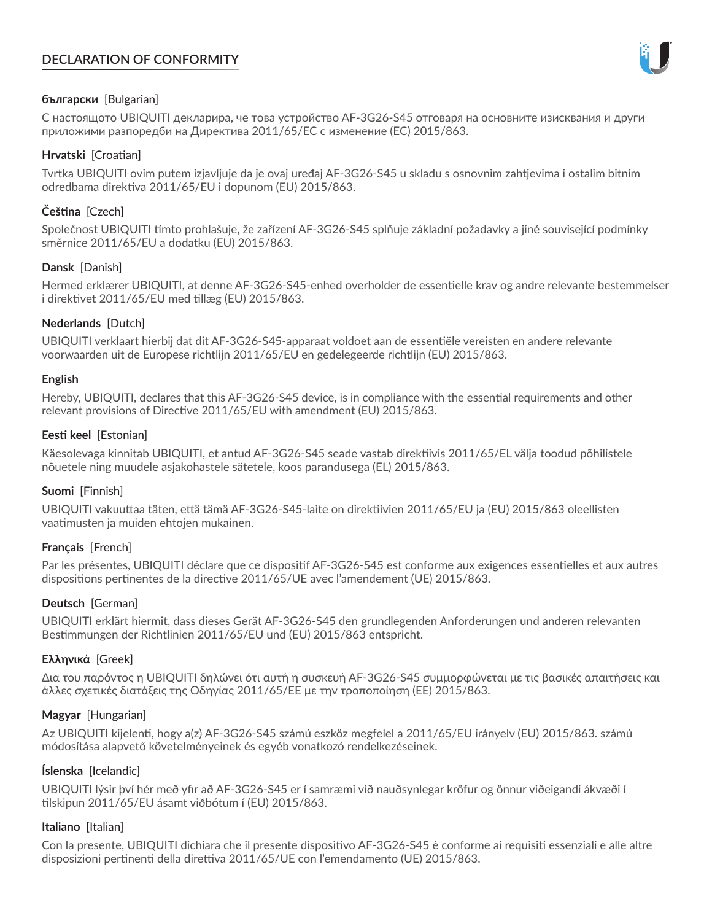# DECLARATION OF CONFORMITY

**български** [Bulgarian]

С настоящото UBIQUITI декларира, че това устройство AF-3G26-S45 отговаря на основните изисквания и други приложими разпоредби на Директива 2011/65/ЕС с изменение (ЕС) 2015/863.

**Hrvatski** [Croatian]

Tvrtka UBIQUITI ovim putem izjavljuje da je ovaj uređaj AF-3G26-S45 u skladu s osnovnim zahtjevima i ostalim bitnim odredbama direktiva 2011/65/EU i dopunom (EU) 2015/863.

**Čeština** [Czech]

Společnost UBIQUITI tímto prohlašuje, že zařízení AF-3G26-S45 splňuje základní požadavky a jiné související podmínky směrnice 2011/65/EU a dodatku (EU) 2015/863.

**Dansk** [Danish]

Hermed erklærer UBIQUITI, at denne AF-3G26-S45-enhed overholder de essentielle krav og andre relevante bestemmelser i direktivet 2011/65/EU med tillæg (EU) 2015/863.

**Nederlands** [Dutch]

UBIQUITI verklaart hierbij dat dit AF-3G26-S45-apparaat voldoet aan de essentiële vereisten en andere relevante voorwaarden uit de Europese richtlijn 2011/65/EU en gedelegeerde richtlijn (EU) 2015/863.

**English**

Hereby, UBIQUITI, declares that this AF-3G26-S45 device, is in compliance with the essential requirements and other relevant provisions of Directive 2011/65/EU with amendment (EU) 2015/863.

**Eesti keel** [Estonian]

Käesolevaga kinnitab UBIQUITI, et antud AF-3G26-S45 seade vastab direktiivis 2011/65/EL välja toodud põhilistele nõuetele ning muudele asjakohastele sätetele, koos parandusega (EL) 2015/863.

**Suomi** [Finnish]

UBIQUITI vakuuttaa täten, että tämä AF-3G26-S45-laite on direktiivien 2011/65/EU ja (EU) 2015/863 oleellisten vaatimusten ja muiden ehtojen mukainen.

**Français** [French]

Par les présentes, UBIQUITI déclare que ce dispositif AF-3G26-S45 est conforme aux exigences essentielles et aux autres dispositions pertinentes de la directive 2011/65/UE avec l'amendement (UE) 2015/863.

**Deutsch** [German]

UBIQUITI erklärt hiermit, dass dieses Gerät AF-3G26-S45 den grundlegenden Anforderungen und anderen relevanten Bestimmungen der Richtlinien 2011/65/EU und (EU) 2015/863 entspricht.

**Ελληνικά** [Greek]

Δια του παρόντος η UBIQUITI δηλώνει ότι αυτή η συσκευή AF-3G26-S45 συμμορφώνεται με τις βασικές απαιτήσεις και άλλες σχετικές διατάξεις της Οδηγίας 2011/65/ΕΕ με την τροποποίηση (ΕΕ) 2015/863.

**Magyar** [Hungarian]

Az UBIQUITI kijelenti, hogy a(z) AF-3G26-S45 számú eszköz megfelel a 2011/65/EU irányelv (EU) 2015/863. számú módosítása alapvető követelményeinek és egyéb vonatkozó rendelkezéseinek.

**Íslenska** [Icelandic]

UBIQUITI lýsir því hér með yfir að AF-3G26-S45 er í samræmi við nauðsynlegar kröfur og önnur viðeigandi ákvæði í tilskipun 2011/65/EU ásamt viðbótum í (EU) 2015/863.

**Italiano** [Italian]

Con la presente, UBIQUITI dichiara che il presente dispositivo AF-3G26-S45 è conforme ai requisiti essenziali e alle altre disposizioni pertinenti della direttiva 2011/65/UE con l'emendamento (UE) 2015/863.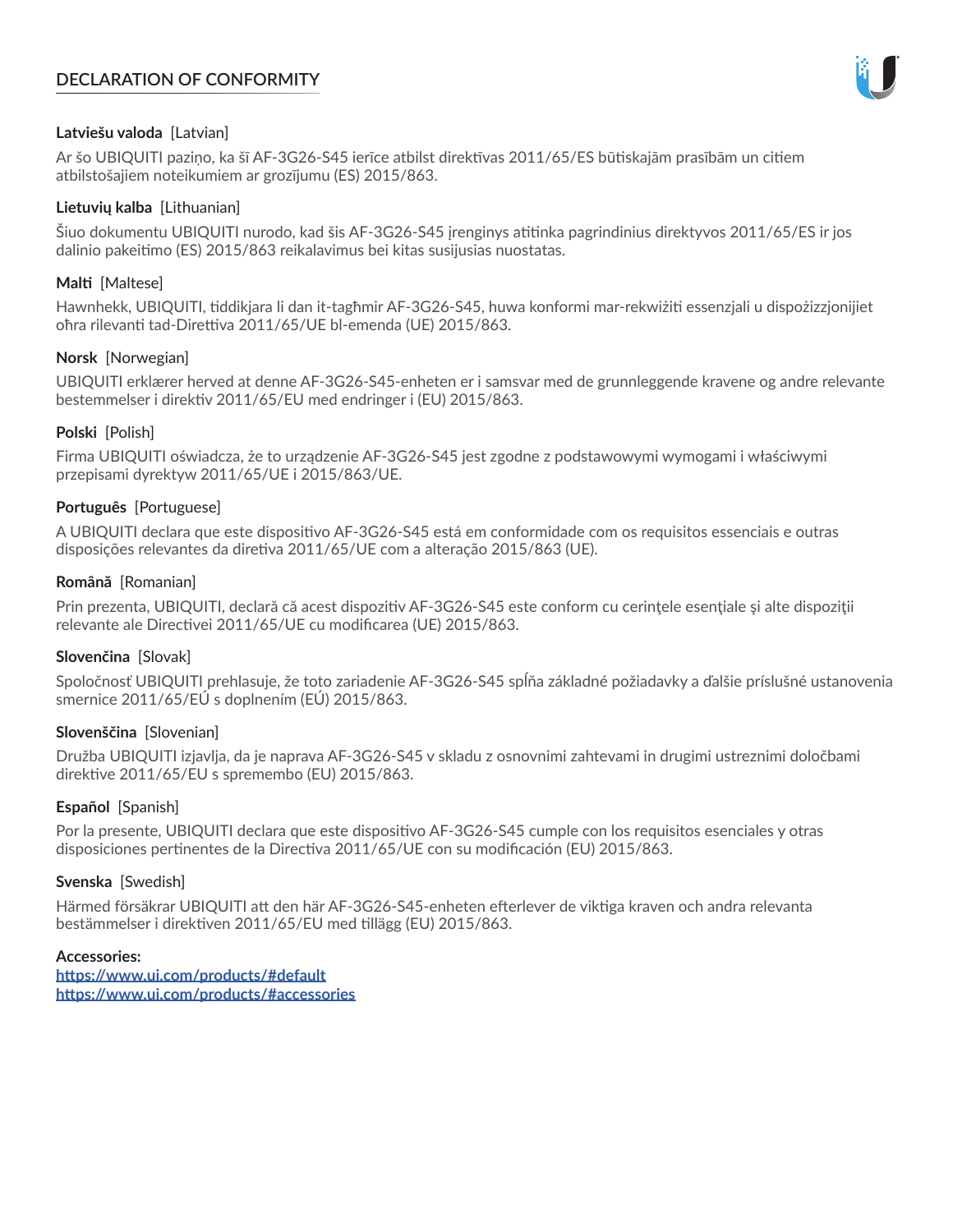# DECLARATION OF CONFORMITY

**Latviešu valoda** [Latvian]

Ar šo UBIQUITI paziņo, ka šī AF-3G26-S45 ierīce atbilst direktīvas 2011/65/ES būtiskajām prasībām un citiem atbilstošajiem noteikumiem ar grozījumu (ES) 2015/863.

**Lietuvių kalba** [Lithuanian]

Šiuo dokumentu UBIQUITI nurodo, kad šis AF-3G26-S45 įrenginys atitinka pagrindinius direktyvos 2011/65/ES ir jos dalinio pakeitimo (ES) 2015/863 reikalavimus bei kitas susijusias nuostatas.

**Malti** [Maltese]

Hawnhekk, UBIQUITI, tiddikjara li dan it-tagħmir AF-3G26-S45, huwa konformi mar-rekwiżiti essenzjali u dispożizzjonijiet oħra rilevanti tad-Direttiva 2011/65/UE bl-emenda (UE) 2015/863.

**Norsk** [Norwegian]

UBIQUITI erklærer herved at denne AF-3G26-S45-enheten er i samsvar med de grunnleggende kravene og andre relevante bestemmelser i direktiv 2011/65/EU med endringer i (EU) 2015/863.

**Polski** [Polish]

Firma UBIQUITI oświadcza, że to urządzenie AF-3G26-S45 jest zgodne z podstawowymi wymogami i właściwymi przepisami dyrektyw 2011/65/UE i 2015/863/UE.

**Português** [Portuguese]

A UBIQUITI declara que este dispositivo AF-3G26-S45 está em conformidade com os requisitos essenciais e outras disposições relevantes da diretiva 2011/65/UE com a alteração 2015/863 (UE).

**Română** [Romanian]

Prin prezenta, UBIQUITI, declară că acest dispozitiv AF-3G26-S45 este conform cu cerinţele esenţiale şi alte dispoziţii relevante ale Directivei 2011/65/UE cu modificarea (UE) 2015/863.

**Slovenčina** [Slovak]

Spoločnosť UBIQUITI prehlasuje, že toto zariadenie AF-3G26-S45 spĺňa základné požiadavky a ďalšie príslušné ustanovenia smernice 2011/65/EÚ s doplnením (EÚ) 2015/863.

**Slovenščina** [Slovenian]

Družba UBIQUITI izjavlja, da je naprava AF-3G26-S45 v skladu z osnovnimi zahtevami in drugimi ustreznimi določbami direktive 2011/65/EU s spremembo (EU) 2015/863.

**Español** [Spanish]

Por la presente, UBIQUITI declara que este dispositivo AF-3G26-S45 cumple con los requisitos esenciales y otras disposiciones pertinentes de la Directiva 2011/65/UE con su modificación (EU) 2015/863.

**Svenska** [Swedish]

Härmed försäkrar UBIQUITI att den här AF-3G26-S45-enheten efterlever de viktiga kraven och andra relevanta bestämmelser i direktiven 2011/65/EU med tillägg (EU) 2015/863.

**Accessories:**
**https://www.ui.com/products/#default**
**https://www.ui.com/products/#accessories**